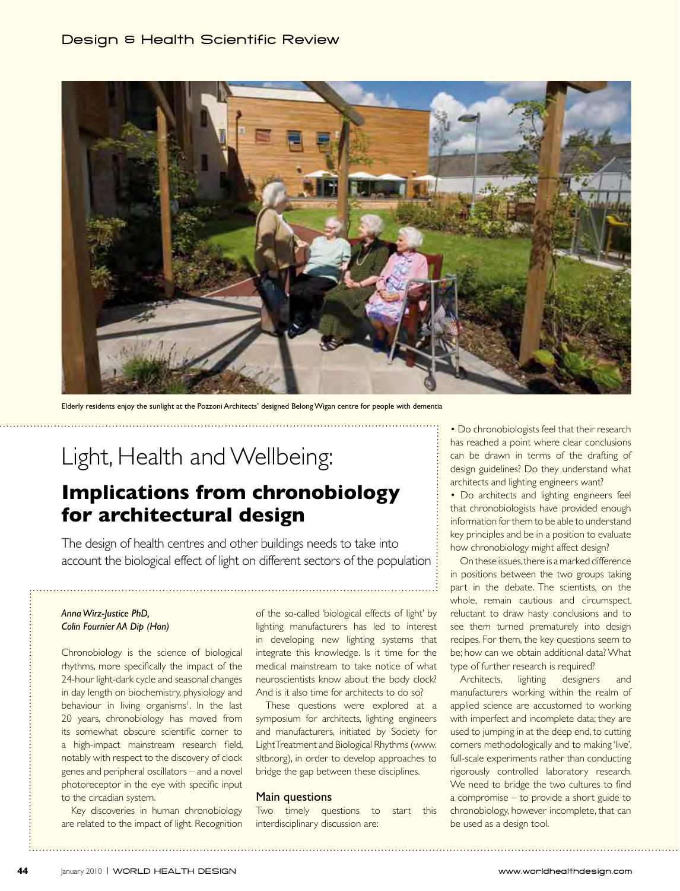Elderly residents enjoy the sunlight at the Pozzoni Architects' designed Belong Wigan centre for people with dementia

# Light, Health and Wellbeing:

## Implications from chronobiology for architectural design

The design of health centres and other buildings needs to take into account the biological effect of light on different sectors of the population

*Anna Wirz-Justice PhD, Colin Fournier AA Dip (Hon)*

Chronobiology is the science of biological rhythms, more specifically the impact of the 24-hour light-dark cycle and seasonal changes in day length on biochemistry, physiology and behaviour in living organisms[1]. In the last 20 years, chronobiology has moved from its somewhat obscure scientific corner to a high-impact mainstream research field, notably with respect to the discovery of clock genes and peripheral oscillators – and a novel photoreceptor in the eye with specific input to the circadian system.

Key discoveries in human chronobiology are related to the impact of light. Recognition of the so-called 'biological effects of light' by lighting manufacturers has led to interest in developing new lighting systems that integrate this knowledge. Is it time for the medical mainstream to take notice of what neuroscientists know about the body clock? And is it also time for architects to do so?

These questions were explored at a symposium for architects, lighting engineers and manufacturers, initiated by Society for Light Treatment and Biological Rhythms (www.sltbr.org), in order to develop approaches to bridge the gap between these disciplines.

### Main questions

Two timely questions to start this interdisciplinary discussion are:

- Do chronobiologists feel that their research has reached a point where clear conclusions can be drawn in terms of the drafting of design guidelines? Do they understand what architects and lighting engineers want?
- Do architects and lighting engineers feel that chronobiologists have provided enough information for them to be able to understand key principles and be in a position to evaluate how chronobiology might affect design?

On these issues, there is a marked difference in positions between the two groups taking part in the debate. The scientists, on the whole, remain cautious and circumspect, reluctant to draw hasty conclusions and to see them turned prematurely into design recipes. For them, the key questions seem to be; how can we obtain additional data? What type of further research is required?

Architects, lighting designers and manufacturers working within the realm of applied science are accustomed to working with imperfect and incomplete data; they are used to jumping in at the deep end, to cutting corners methodologically and to making 'live', full-scale experiments rather than conducting rigorously controlled laboratory research. We need to bridge the two cultures to find a compromise – to provide a short guide to chronobiology, however incomplete, that can be used as a design tool.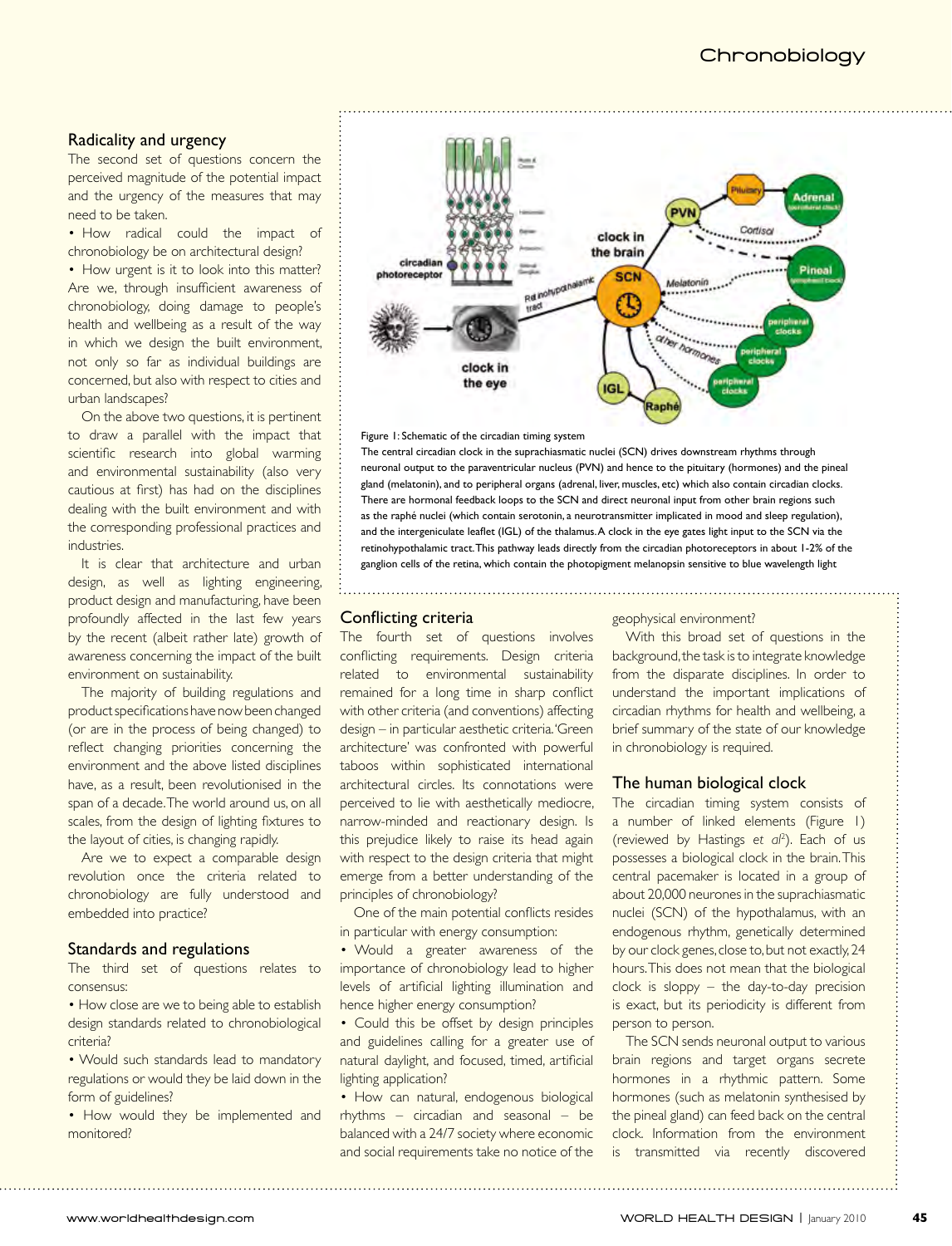## Radicality and urgency

The second set of questions concern the perceived magnitude of the potential impact and the urgency of the measures that may need to be taken.

- How radical could the impact of chronobiology be on architectural design?
- How urgent is it to look into this matter? Are we, through insufficient awareness of chronobiology, doing damage to people's health and wellbeing as a result of the way in which we design the built environment, not only so far as individual buildings are concerned, but also with respect to cities and urban landscapes?

On the above two questions, it is pertinent to draw a parallel with the impact that scientific research into global warming and environmental sustainability (also very cautious at first) has had on the disciplines dealing with the built environment and with the corresponding professional practices and industries.

It is clear that architecture and urban design, as well as lighting engineering, product design and manufacturing, have been profoundly affected in the last few years by the recent (albeit rather late) growth of awareness concerning the impact of the built environment on sustainability.

The majority of building regulations and product specifications have now been changed (or are in the process of being changed) to reflect changing priorities concerning the environment and the above listed disciplines have, as a result, been revolutionised in the span of a decade. The world around us, on all scales, from the design of lighting fixtures to the layout of cities, is changing rapidly.

Are we to expect a comparable design revolution once the criteria related to chronobiology are fully understood and embedded into practice?

## Standards and regulations

The third set of questions relates to consensus:

- How close are we to being able to establish design standards related to chronobiological criteria?
- Would such standards lead to mandatory regulations or would they be laid down in the form of guidelines?
- How would they be implemented and monitored?

Figure 1: Schematic of the circadian timing system
The central circadian clock in the suprachiasmatic nuclei (SCN) drives downstream rhythms through neuronal output to the paraventricular nucleus (PVN) and hence to the pituitary (hormones) and the pineal gland (melatonin), and to peripheral organs (adrenal, liver, muscles, etc) which also contain circadian clocks. There are hormonal feedback loops to the SCN and direct neuronal input from other brain regions such as the raphé nuclei (which contain serotonin, a neurotransmitter implicated in mood and sleep regulation), and the intergeniculate leaflet (IGL) of the thalamus. A clock in the eye gates light input to the SCN via the retinohypothalamic tract. This pathway leads directly from the circadian photoreceptors in about 1-2% of the ganglion cells of the retina, which contain the photopigment melanopsin sensitive to blue wavelength light

## Conflicting criteria

The fourth set of questions involves conflicting requirements. Design criteria related to environmental sustainability remained for a long time in sharp conflict with other criteria (and conventions) affecting design – in particular aesthetic criteria. 'Green architecture' was confronted with powerful taboos within sophisticated international architectural circles. Its connotations were perceived to lie with aesthetically mediocre, narrow-minded and reactionary design. Is this prejudice likely to raise its head again with respect to the design criteria that might emerge from a better understanding of the principles of chronobiology?

One of the main potential conflicts resides in particular with energy consumption:

- Would a greater awareness of the importance of chronobiology lead to higher levels of artificial lighting illumination and hence higher energy consumption?
- Could this be offset by design principles and guidelines calling for a greater use of natural daylight, and focused, timed, artificial lighting application?
- How can natural, endogenous biological rhythms – circadian and seasonal – be balanced with a 24/7 society where economic and social requirements take no notice of the geophysical environment?

With this broad set of questions in the background, the task is to integrate knowledge from the disparate disciplines. In order to understand the important implications of circadian rhythms for health and wellbeing, a brief summary of the state of our knowledge in chronobiology is required.

## The human biological clock

The circadian timing system consists of a number of linked elements (Figure 1) (reviewed by Hastings *et al*[2]). Each of us possesses a biological clock in the brain. This central pacemaker is located in a group of about 20,000 neurones in the suprachiasmatic nuclei (SCN) of the hypothalamus, with an endogenous rhythm, genetically determined by our clock genes, close to, but not exactly, 24 hours. This does not mean that the biological clock is sloppy – the day-to-day precision is exact, but its periodicity is different from person to person.

The SCN sends neuronal output to various brain regions and target organs secrete hormones in a rhythmic pattern. Some hormones (such as melatonin synthesised by the pineal gland) can feed back on the central clock. Information from the environment is transmitted via recently discovered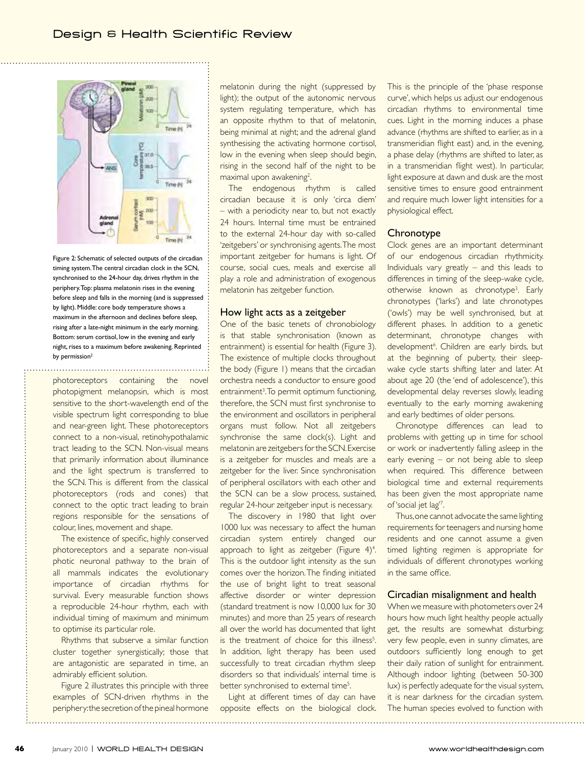Figure 2: Schematic of selected outputs of the circadian timing system. The central circadian clock in the SCN, synchronised to the 24-hour day, drives rhythm in the periphery. Top: plasma melatonin rises in the evening before sleep and falls in the morning (and is suppressed by light). Middle: core body temperature shows a maximum in the afternoon and declines before sleep, rising after a late-night minimum in the early morning. Bottom: serum cortisol, low in the evening and early night, rises to a maximum before awakening. Reprinted by permission[2]

photoreceptors containing the novel photopigment melanopsin, which is most sensitive to the short-wavelength end of the visible spectrum light corresponding to blue and near-green light. These photoreceptors connect to a non-visual, retinohypothalamic tract leading to the SCN. Non-visual means that primarily information about illuminance and the light spectrum is transferred to the SCN. This is different from the classical photoreceptors (rods and cones) that connect to the optic tract leading to brain regions responsible for the sensations of colour, lines, movement and shape.

The existence of specific, highly conserved photoreceptors and a separate non-visual photic neuronal pathway to the brain of all mammals indicates the evolutionary importance of circadian rhythms for survival. Every measurable function shows a reproducible 24-hour rhythm, each with individual timing of maximum and minimum to optimise its particular role.

Rhythms that subserve a similar function cluster together synergistically; those that are antagonistic are separated in time, an admirably efficient solution.

Figure 2 illustrates this principle with three examples of SCN-driven rhythms in the periphery: the secretion of the pineal hormone melatonin during the night (suppressed by light); the output of the autonomic nervous system regulating temperature, which has an opposite rhythm to that of melatonin, being minimal at night; and the adrenal gland synthesising the activating hormone cortisol, low in the evening when sleep should begin, rising in the second half of the night to be maximal upon awakening[2].

The endogenous rhythm is called circadian because it is only 'circa diem' – with a periodicity near to, but not exactly 24 hours. Internal time must be entrained to the external 24-hour day with so-called 'zeitgebers' or synchronising agents. The most important zeitgeber for humans is light. Of course, social cues, meals and exercise all play a role and administration of exogenous melatonin has zeitgeber function.

## How light acts as a zeitgeber

One of the basic tenets of chronobiology is that stable synchronisation (known as entrainment) is essential for health (Figure 3). The existence of multiple clocks throughout the body (Figure 1) means that the circadian orchestra needs a conductor to ensure good entrainment[3]. To permit optimum functioning, therefore, the SCN must first synchronise to the environment and oscillators in peripheral organs must follow. Not all zeitgebers synchronise the same clock(s). Light and melatonin are zeitgebers for the SCN. Exercise is a zeitgeber for muscles and meals are a zeitgeber for the liver. Since synchronisation of peripheral oscillators with each other and the SCN can be a slow process, sustained, regular 24-hour zeitgeber input is necessary.

The discovery in 1980 that light over 1000 lux was necessary to affect the human circadian system entirely changed our approach to light as zeitgeber (Figure 4)[4]. This is the outdoor light intensity as the sun comes over the horizon. The finding initiated the use of bright light to treat seasonal affective disorder or winter depression (standard treatment is now 10,000 lux for 30 minutes) and more than 25 years of research all over the world has documented that light is the treatment of choice for this illness[5]. In addition, light therapy has been used successfully to treat circadian rhythm sleep disorders so that individuals' internal time is better synchronised to external time[5].

Light at different times of day can have opposite effects on the biological clock. This is the principle of the 'phase response curve', which helps us adjust our endogenous circadian rhythms to environmental time cues. Light in the morning induces a phase advance (rhythms are shifted to earlier, as in a transmeridian flight east) and, in the evening, a phase delay (rhythms are shifted to later, as in a transmeridian flight west). In particular, light exposure at dawn and dusk are the most sensitive times to ensure good entrainment and require much lower light intensities for a physiological effect.

## Chronotype

Clock genes are an important determinant of our endogenous circadian rhythmicity. Individuals vary greatly – and this leads to differences in timing of the sleep-wake cycle, otherwise known as chronotype[3]. Early chronotypes ('larks') and late chronotypes ('owls') may be well synchronised, but at different phases. In addition to a genetic determinant, chronotype changes with development[6]. Children are early birds, but at the beginning of puberty, their sleep-wake cycle starts shifting later and later. At about age 20 (the 'end of adolescence'), this developmental delay reverses slowly, leading eventually to the early morning awakening and early bedtimes of older persons.

Chronotype differences can lead to problems with getting up in time for school or work or inadvertently falling asleep in the early evening – or not being able to sleep when required. This difference between biological time and external requirements has been given the most appropriate name of 'social jet lag'[7].

Thus, one cannot advocate the same lighting requirements for teenagers and nursing home residents and one cannot assume a given timed lighting regimen is appropriate for individuals of different chronotypes working in the same office.

## Circadian misalignment and health

When we measure with photometers over 24 hours how much light healthy people actually get, the results are somewhat disturbing; very few people, even in sunny climates, are outdoors sufficiently long enough to get their daily ration of sunlight for entrainment. Although indoor lighting (between 50-300 lux) is perfectly adequate for the visual system, it is near darkness for the circadian system. The human species evolved to function with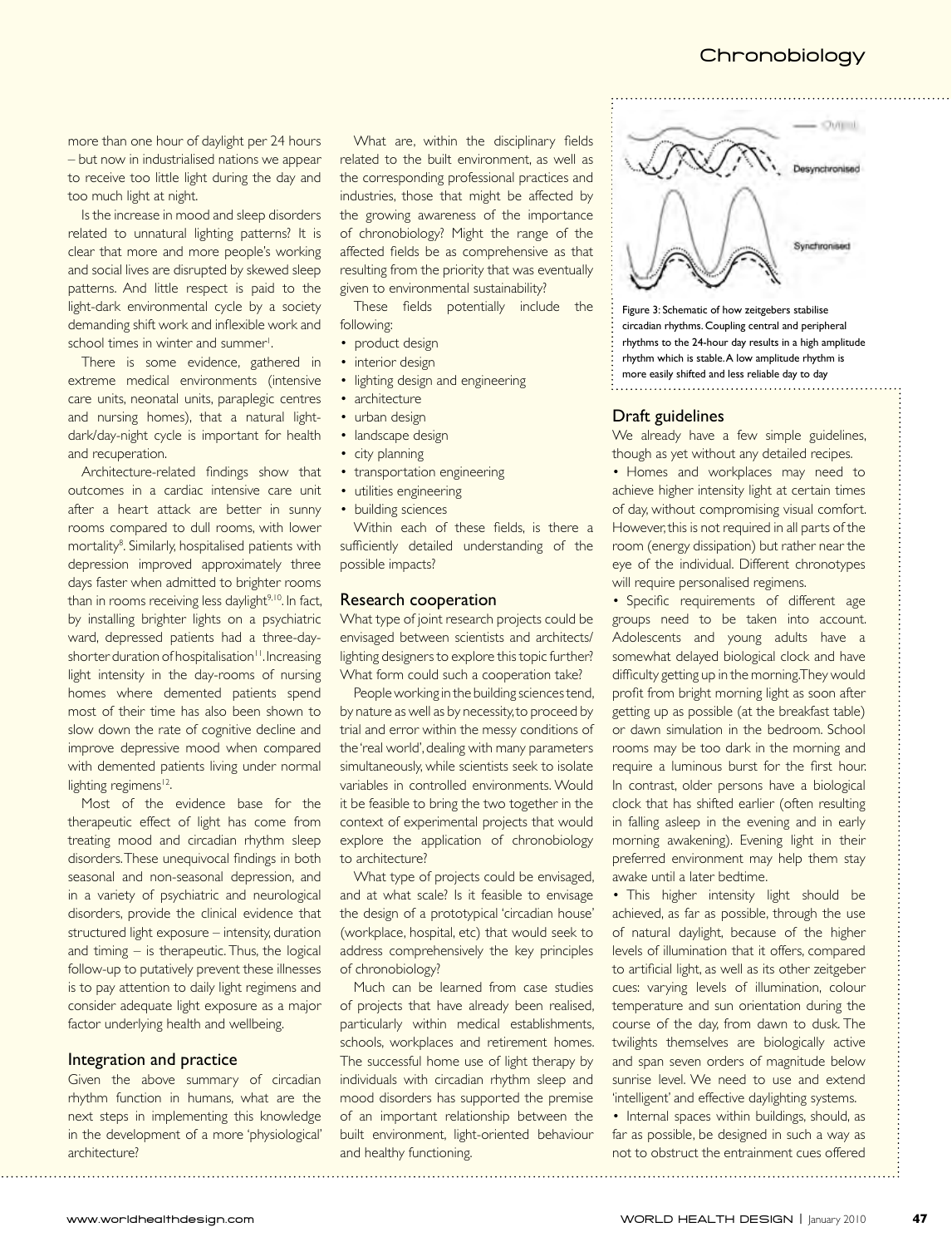more than one hour of daylight per 24 hours – but now in industrialised nations we appear to receive too little light during the day and too much light at night.

Is the increase in mood and sleep disorders related to unnatural lighting patterns? It is clear that more and more people's working and social lives are disrupted by skewed sleep patterns. And little respect is paid to the light-dark environmental cycle by a society demanding shift work and inflexible work and school times in winter and summer[1].

There is some evidence, gathered in extreme medical environments (intensive care units, neonatal units, paraplegic centres and nursing homes), that a natural light-dark/day-night cycle is important for health and recuperation.

Architecture-related findings show that outcomes in a cardiac intensive care unit after a heart attack are better in sunny rooms compared to dull rooms, with lower mortality[8]. Similarly, hospitalised patients with depression improved approximately three days faster when admitted to brighter rooms than in rooms receiving less daylight[9,10]. In fact, by installing brighter lights on a psychiatric ward, depressed patients had a three-day-shorter duration of hospitalisation[11]. Increasing light intensity in the day-rooms of nursing homes where demented patients spend most of their time has also been shown to slow down the rate of cognitive decline and improve depressive mood when compared with demented patients living under normal lighting regimens[12].

Most of the evidence base for the therapeutic effect of light has come from treating mood and circadian rhythm sleep disorders. These unequivocal findings in both seasonal and non-seasonal depression, and in a variety of psychiatric and neurological disorders, provide the clinical evidence that structured light exposure – intensity, duration and timing – is therapeutic. Thus, the logical follow-up to putatively prevent these illnesses is to pay attention to daily light regimens and consider adequate light exposure as a major factor underlying health and wellbeing.

## Integration and practice

Given the above summary of circadian rhythm function in humans, what are the next steps in implementing this knowledge in the development of a more 'physiological' architecture?

What are, within the disciplinary fields related to the built environment, as well as the corresponding professional practices and industries, those that might be affected by the growing awareness of the importance of chronobiology? Might the range of the affected fields be as comprehensive as that resulting from the priority that was eventually given to environmental sustainability?

These fields potentially include the following:

- product design
- interior design
- lighting design and engineering
- architecture
- urban design
- landscape design
- city planning
- transportation engineering
- utilities engineering
- building sciences

Within each of these fields, is there a sufficiently detailed understanding of the possible impacts?

## Research cooperation

What type of joint research projects could be envisaged between scientists and architects/lighting designers to explore this topic further? What form could such a cooperation take?

People working in the building sciences tend, by nature as well as by necessity, to proceed by trial and error within the messy conditions of the 'real world', dealing with many parameters simultaneously, while scientists seek to isolate variables in controlled environments. Would it be feasible to bring the two together in the context of experimental projects that would explore the application of chronobiology to architecture?

What type of projects could be envisaged, and at what scale? Is it feasible to envisage the design of a prototypical 'circadian house' (workplace, hospital, etc) that would seek to address comprehensively the key principles of chronobiology?

Much can be learned from case studies of projects that have already been realised, particularly within medical establishments, schools, workplaces and retirement homes. The successful home use of light therapy by individuals with circadian rhythm sleep and mood disorders has supported the premise of an important relationship between the built environment, light-oriented behaviour and healthy functioning.

Figure 3: Schematic of how zeitgebers stabilise circadian rhythms. Coupling central and peripheral rhythms to the 24-hour day results in a high amplitude rhythm which is stable. A low amplitude rhythm is more easily shifted and less reliable day to day

## Draft guidelines

We already have a few simple guidelines, though as yet without any detailed recipes.

- Homes and workplaces may need to achieve higher intensity light at certain times of day, without compromising visual comfort. However, this is not required in all parts of the room (energy dissipation) but rather near the eye of the individual. Different chronotypes will require personalised regimens.
- Specific requirements of different age groups need to be taken into account. Adolescents and young adults have a somewhat delayed biological clock and have difficulty getting up in the morning. They would profit from bright morning light as soon after getting up as possible (at the breakfast table) or dawn simulation in the bedroom. School rooms may be too dark in the morning and require a luminous burst for the first hour. In contrast, older persons have a biological clock that has shifted earlier (often resulting in falling asleep in the evening and in early morning awakening). Evening light in their preferred environment may help them stay awake until a later bedtime.
- This higher intensity light should be achieved, as far as possible, through the use of natural daylight, because of the higher levels of illumination that it offers, compared to artificial light, as well as its other zeitgeber cues: varying levels of illumination, colour temperature and sun orientation during the course of the day, from dawn to dusk. The twilights themselves are biologically active and span seven orders of magnitude below sunrise level. We need to use and extend 'intelligent' and effective daylighting systems.
- Internal spaces within buildings, should, as far as possible, be designed in such a way as not to obstruct the entrainment cues offered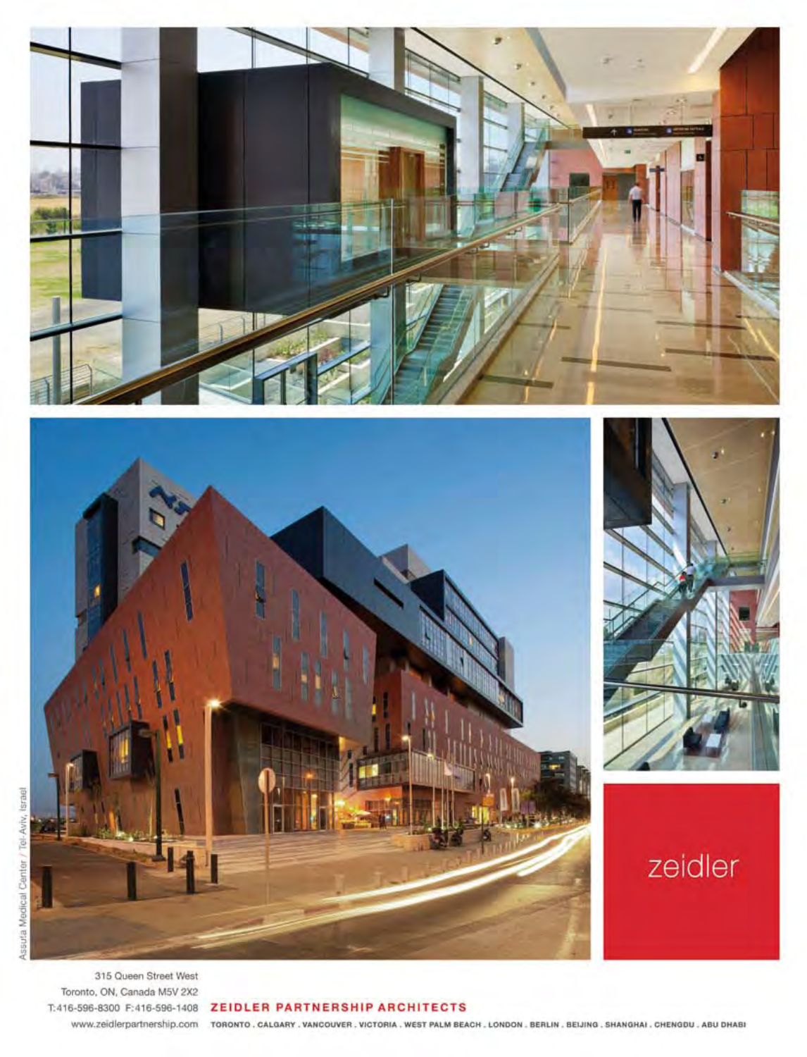Assuta Medical Center / Tel-Aviv, Israel

zeidler

315 Queen Street West
Toronto, ON, Canada M5V 2X2
T:416-596-8300 F:416-596-1408
www.zeidlerpartnership.com

**ZEIDLER PARTNERSHIP ARCHITECTS**

TORONTO . CALGARY . VANCOUVER . VICTORIA . WEST PALM BEACH . LONDON . BERLIN . BEIJING . SHANGHAI . CHENGDU . ABU DHABI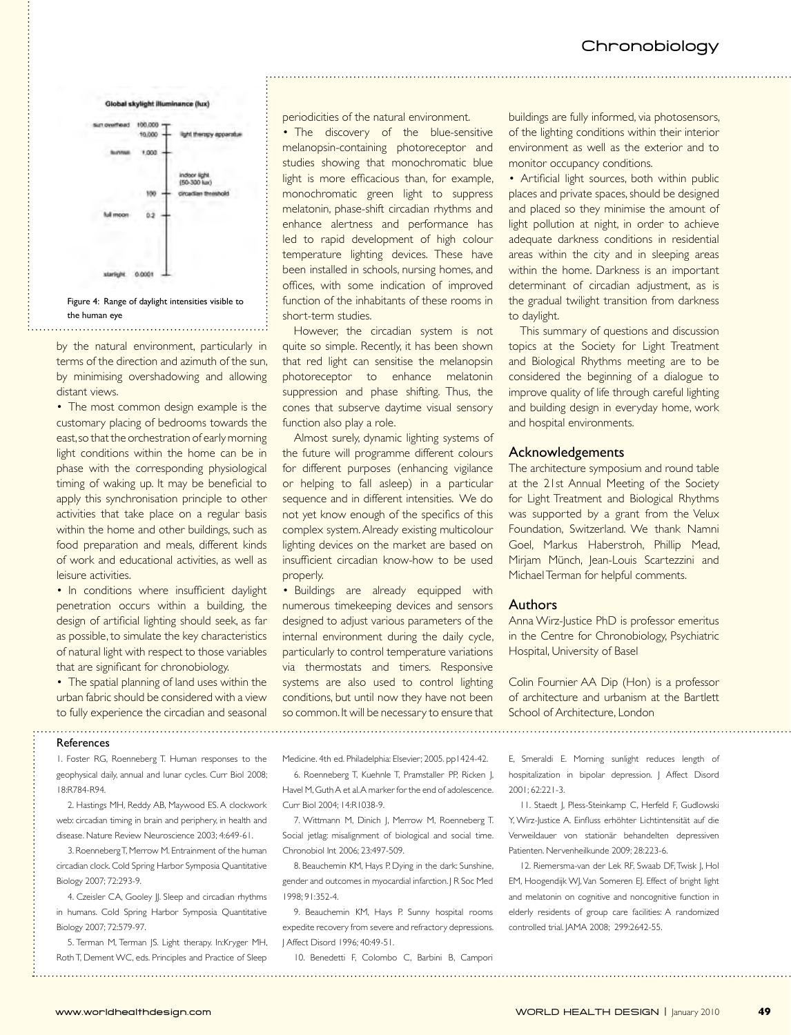Global skylight illuminance (lux)

sun overhead 100,000
10,000 light therapy apparatus
sunrise 1,000
indoor light (50-300 lux)
100 circadian threshold
full moon 0.2
starlight 0.0001

Figure 4: Range of daylight intensities visible to the human eye

by the natural environment, particularly in terms of the direction and azimuth of the sun, by minimising overshadowing and allowing distant views.

- The most common design example is the customary placing of bedrooms towards the east, so that the orchestration of early morning light conditions within the home can be in phase with the corresponding physiological timing of waking up. It may be beneficial to apply this synchronisation principle to other activities that take place on a regular basis within the home and other buildings, such as food preparation and meals, different kinds of work and educational activities, as well as leisure activities.
- In conditions where insufficient daylight penetration occurs within a building, the design of artificial lighting should seek, as far as possible, to simulate the key characteristics of natural light with respect to those variables that are significant for chronobiology.
- The spatial planning of land uses within the urban fabric should be considered with a view to fully experience the circadian and seasonal periodicities of the natural environment.
- The discovery of the blue-sensitive melanopsin-containing photoreceptor and studies showing that monochromatic blue light is more efficacious than, for example, monochromatic green light to suppress melatonin, phase-shift circadian rhythms and enhance alertness and performance has led to rapid development of high colour temperature lighting devices. These have been installed in schools, nursing homes, and offices, with some indication of improved function of the inhabitants of these rooms in short-term studies.

However, the circadian system is not quite so simple. Recently, it has been shown that red light can sensitise the melanopsin photoreceptor to enhance melatonin suppression and phase shifting. Thus, the cones that subserve daytime visual sensory function also play a role.

Almost surely, dynamic lighting systems of the future will programme different colours for different purposes (enhancing vigilance or helping to fall asleep) in a particular sequence and in different intensities. We do not yet know enough of the specifics of this complex system. Already existing multicolour lighting devices on the market are based on insufficient circadian know-how to be used properly.

- Buildings are already equipped with numerous timekeeping devices and sensors designed to adjust various parameters of the internal environment during the daily cycle, particularly to control temperature variations via thermostats and timers. Responsive systems are also used to control lighting conditions, but until now they have not been so common. It will be necessary to ensure that buildings are fully informed, via photosensors, of the lighting conditions within their interior environment as well as the exterior and to monitor occupancy conditions.
- Artificial light sources, both within public places and private spaces, should be designed and placed so they minimise the amount of light pollution at night, in order to achieve adequate darkness conditions in residential areas within the city and in sleeping areas within the home. Darkness is an important determinant of circadian adjustment, as is the gradual twilight transition from darkness to daylight.

This summary of questions and discussion topics at the Society for Light Treatment and Biological Rhythms meeting are to be considered the beginning of a dialogue to improve quality of life through careful lighting and building design in everyday home, work and hospital environments.

## Acknowledgements

The architecture symposium and round table at the 21st Annual Meeting of the Society for Light Treatment and Biological Rhythms was supported by a grant from the Velux Foundation, Switzerland. We thank Namni Goel, Markus Haberstroh, Phillip Mead, Mirjam Münch, Jean-Louis Scartezzini and Michael Terman for helpful comments.

## Authors

Anna Wirz-Justice PhD is professor emeritus in the Centre for Chronobiology, Psychiatric Hospital, University of Basel

Colin Fournier AA Dip (Hon) is a professor of architecture and urbanism at the Bartlett School of Architecture, London

### References

1. Foster RG, Roenneberg T. Human responses to the geophysical daily, annual and lunar cycles. Curr Biol 2008; 18:R784-R94.
2. Hastings MH, Reddy AB, Maywood ES. A clockwork web: circadian timing in brain and periphery, in health and disease. Nature Review Neuroscience 2003; 4:649-61.
3. Roenneberg T, Merrow M. Entrainment of the human circadian clock. Cold Spring Harbor Symposia Quantitative Biology 2007; 72:293-9.
4. Czeisler CA, Gooley JJ. Sleep and circadian rhythms in humans. Cold Spring Harbor Symposia Quantitative Biology 2007; 72:579-97.
5. Terman M, Terman JS. Light therapy. In:Kryger MH, Roth T, Dement WC, eds. Principles and Practice of Sleep Medicine. 4th ed. Philadelphia: Elsevier; 2005. pp1424-42.
6. Roenneberg T, Kuehnle T, Pramstaller PP, Ricken J, Havel M, Guth A et al. A marker for the end of adolescence. Curr Biol 2004; 14:R1038-9.
7. Wittmann M, Dinich J, Merrow M, Roenneberg T. Social jetlag: misalignment of biological and social time. Chronobiol Int 2006; 23:497-509.
8. Beauchemin KM, Hays P. Dying in the dark: Sunshine, gender and outcomes in myocardial infarction. J R Soc Med 1998; 91:352-4.
9. Beauchemin KM, Hays P. Sunny hospital rooms expedite recovery from severe and refractory depressions. J Affect Disord 1996; 40:49-51.
10. Benedetti F, Colombo C, Barbini B, Campori E, Smeraldi E. Morning sunlight reduces length of hospitalization in bipolar depression. J Affect Disord 2001; 62:221-3.
11. Staedt J, Pless-Steinkamp C, Herfeld F, Gudlowski Y, Wirz-Justice A. Einfluss erhöhter Lichtintensität auf die Verweildauer von stationär behandelten depressiven Patienten. Nervenheilkunde 2009; 28:223-6.
12. Riemersma-van der Lek RF, Swaab DF, Twisk J, Hol EM, Hoogendijk WJ, Van Someren EJ. Effect of bright light and melatonin on cognitive and noncognitive function in elderly residents of group care facilities: A randomized controlled trial. JAMA 2008; 299:2642-55.